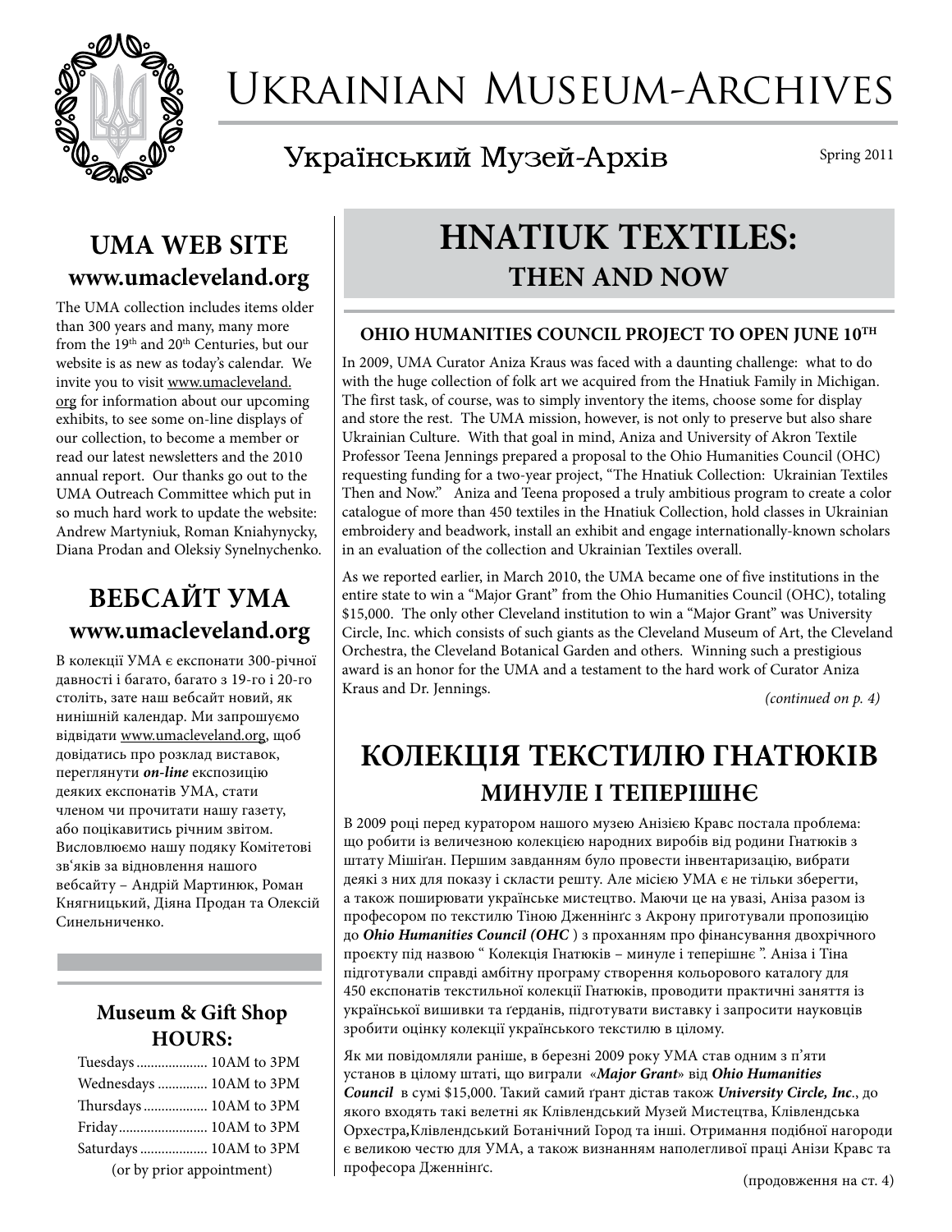# Ukrainian Museum-Archives

## Український Музей-Архів

Spring 2011

## UMA WEB SITE
**www.umacleveland.org**

The UMA collection includes items older than 300 years and many, many more from the 19th and 20th Centuries, but our website is as new as today's calendar. We invite you to visit www.umacleveland.org for information about our upcoming exhibits, to see some on-line displays of our collection, to become a member or read our latest newsletters and the 2010 annual report. Our thanks go out to the UMA Outreach Committee which put in so much hard work to update the website: Andrew Martyniuk, Roman Kniahynycky, Diana Prodan and Oleksiy Synelnychenko.

## ВЕБСАЙТ УМА
**www.umacleveland.org**

В колекції УМА є експонати 300-річної давності і багато, багато з 19-го і 20-го століть, зате наш вебсайт новий, як нинішній календар. Ми запрошуємо відвідати www.umacleveland.org, щоб довідатись про розклад виставок, переглянути ***on-line*** експозицію деяких експонатів УМА, стати членом чи прочитати нашу газету, або поцікавитись річним звітом. Висловлюємо нашу подяку Комітетові зв'язків за відновлення нашого вебсайту – Андрій Мартинюк, Роман Княгницький, Діяна Продан та Олексій Синельниченко.

### Museum & Gift Shop HOURS:

| | |
|---|---|
| Tuesdays | 10AM to 3PM |
| Wednesdays | 10AM to 3PM |
| Thursdays | 10AM to 3PM |
| Friday | 10AM to 3PM |
| Saturdays | 10AM to 3PM |

(or by prior appointment)

# HNATIUK TEXTILES: THEN AND NOW

### OHIO HUMANITIES COUNCIL PROJECT TO OPEN JUNE 10TH

In 2009, UMA Curator Aniza Kraus was faced with a daunting challenge: what to do with the huge collection of folk art we acquired from the Hnatiuk Family in Michigan. The first task, of course, was to simply inventory the items, choose some for display and store the rest. The UMA mission, however, is not only to preserve but also share Ukrainian Culture. With that goal in mind, Aniza and University of Akron Textile Professor Teena Jennings prepared a proposal to the Ohio Humanities Council (OHC) requesting funding for a two-year project, "The Hnatiuk Collection: Ukrainian Textiles Then and Now." Aniza and Teena proposed a truly ambitious program to create a color catalogue of more than 450 textiles in the Hnatiuk Collection, hold classes in Ukrainian embroidery and beadwork, install an exhibit and engage internationally-known scholars in an evaluation of the collection and Ukrainian Textiles overall.

As we reported earlier, in March 2010, the UMA became one of five institutions in the entire state to win a "Major Grant" from the Ohio Humanities Council (OHC), totaling $15,000. The only other Cleveland institution to win a "Major Grant" was University Circle, Inc. which consists of such giants as the Cleveland Museum of Art, the Cleveland Orchestra, the Cleveland Botanical Garden and others. Winning such a prestigious award is an honor for the UMA and a testament to the hard work of Curator Aniza Kraus and Dr. Jennings.

*(continued on p. 4)*

# КОЛЕКЦІЯ ТЕКСТИЛЮ ГНАТЮКІВ
## МИНУЛЕ І ТЕПЕРІШНЄ

В 2009 році перед куратором нашого музею Анізією Кравс постала проблема: що робити із величезною колекцією народних виробів від родини Гнатюків з штату Мішіґан. Першим завданням було провести інвентаризацію, вибрати деякі з них для показу і скласти решту. Але місією УМА є не тільки зберегти, а також поширювати українське мистецтво. Маючи це на увазі, Аніза разом із професором по текстилю Тіною Дженнінґс з Акрону приготували пропозицію до ***Ohio Humanities Council (OHC*** ) з проханням про фінансування двохрічного проєкту під назвою " Колекція Гнатюків – минуле і теперішнє ". Аніза і Тіна підготували справді амбітну програму створення кольорового каталогу для 450 експонатів текстильної колекції Гнатюків, проводити практичні заняття із української вишивки та ґерданів, підготувати виставку і запросити науковців зробити оцінку колекції українського текстилю в цілому.

Як ми повідомляли раніше, в березні 2009 року УМА став одним з п'яти установ в цілому штаті, що виграли «***Major Grant***» від ***Ohio Humanities Council*** в сумі $15,000. Такий самий ґрант дістав також ***University Circle, Inc***., до якого входять такі велетні як Клівлендський Музей Мистецтва, Клівлендська Орхестра**,**Клівлендський Ботанічний Город та інші. Отримання подібної нагороди є великою честю для УМА, а також визнанням наполегливої праці Анізи Кравс та професора Дженнінґс.

(продовження на ст. 4)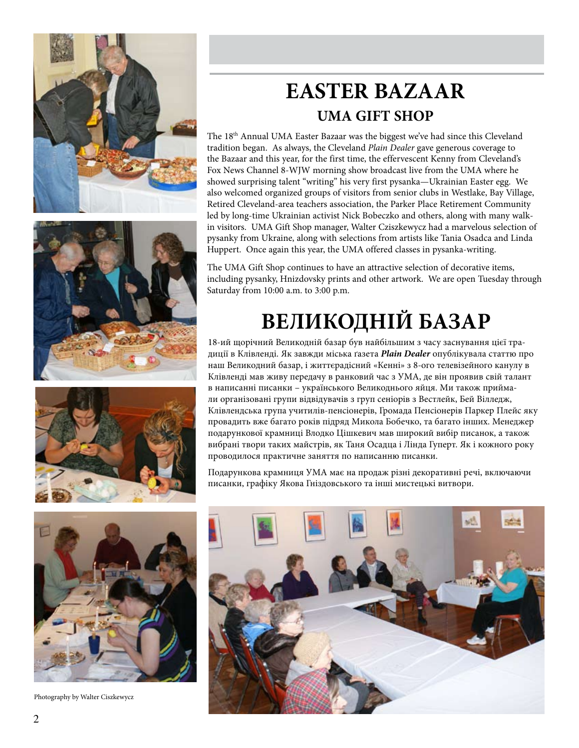# EASTER BAZAAR

## UMA GIFT SHOP

The 18th Annual UMA Easter Bazaar was the biggest we've had since this Cleveland tradition began. As always, the Cleveland *Plain Dealer* gave generous coverage to the Bazaar and this year, for the first time, the effervescent Kenny from Cleveland's Fox News Channel 8-WJW morning show broadcast live from the UMA where he showed surprising talent "writing" his very first pysanka—Ukrainian Easter egg. We also welcomed organized groups of visitors from senior clubs in Westlake, Bay Village, Retired Cleveland-area teachers association, the Parker Place Retirement Community led by long-time Ukrainian activist Nick Bobeczko and others, along with many walk-in visitors. UMA Gift Shop manager, Walter Cziszkewycz had a marvelous selection of pysanky from Ukraine, along with selections from artists like Tania Osadca and Linda Huppert. Once again this year, the UMA offered classes in pysanka-writing.

The UMA Gift Shop continues to have an attractive selection of decorative items, including pysanky, Hnizdovsky prints and other artwork. We are open Tuesday through Saturday from 10:00 a.m. to 3:00 p.m.

# ВЕЛИКОДНІЙ БАЗАР

18-ий щорічний Великодній базар був найбільшим з часу заснування цієї традиції в Клівленді. Як завжди міська ґазета ***Plain Dealer*** опублікувала статтю про наш Великодний базар, і життєрадісний «Кенні» з 8-ого телевізейного канулу в Клівленді мав живу передачу в ранковий час з УМА, де він проявив свій талант в написанні писанки – українського Великоднього яйця. Ми також приймали організовані групи відвідувачів з груп сеніорів з Вестлейк, Бей Вілледж, Клівлендська група учитилів-пенсіонерів, Громада Пенсіонерів Паркер Плейс яку провадить вже багато років підряд Микола Бобечко, та багато інших. Менеджер подарункової крамниці Влодко Цішкевич мав широкий вибір писанок, а також вибрані твори таких майстрів, як Таня Осадца і Лінда Гуперт. Як і кожного року проводилося практичне заняття по написанню писанки.

Подарункова крамниця УМА має на продаж різні декоративні речі, включаючи писанки, графіку Якова Гніздовського та інші мистецькі витвори.

Photography by Walter Ciszkewycz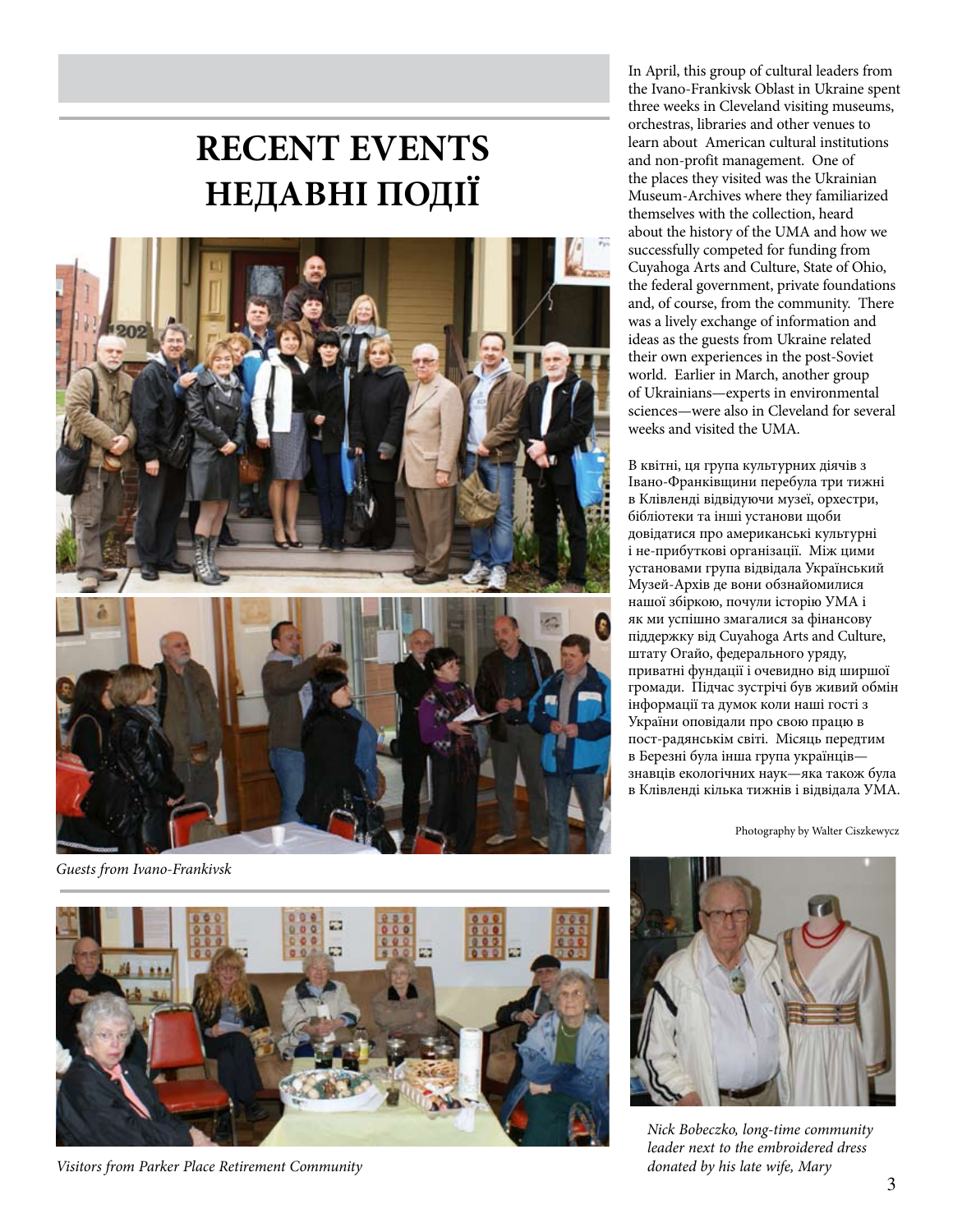# RECENT EVENTS
# НЕДАВНІ ПОДІЇ

*Guests from Ivano-Frankivsk*

In April, this group of cultural leaders from the Ivano-Frankivsk Oblast in Ukraine spent three weeks in Cleveland visiting museums, orchestras, libraries and other venues to learn about American cultural institutions and non-profit management. One of the places they visited was the Ukrainian Museum-Archives where they familiarized themselves with the collection, heard about the history of the UMA and how we successfully competed for funding from Cuyahoga Arts and Culture, State of Ohio, the federal government, private foundations and, of course, from the community. There was a lively exchange of information and ideas as the guests from Ukraine related their own experiences in the post-Soviet world. Earlier in March, another group of Ukrainians—experts in environmental sciences—were also in Cleveland for several weeks and visited the UMA.

В квітні, ця група культурних діячів з Івано-Франківщини перебула три тижні в Клівленді відвідуючи музеї, орхестри, бібліотеки та інші установи щоби довідатися про американські культурні і не-прибуткові організації. Між цими установами група відвідала Український Музей-Архів де вони обзнайомилися нашої збіркою, почули історію УМА і як ми успішно змагалися за фінансову піддержку від Cuyahoga Arts and Culture, штату Огайо, федерального уряду, приватні фундації і очевидно від ширшої громади. Підчас зустрічі був живий обмін інформації та думок коли наші гості з України оповідали про свою працю в пост-радянськім світі. Місяць передтим в Березні була інша група українців—знавців екологічних наук—яка також була в Клівленді кілька тижнів і відвідала УМА.

Photography by Walter Ciszkewycz

*Visitors from Parker Place Retirement Community*

*Nick Bobeczko, long-time community leader next to the embroidered dress donated by his late wife, Mary*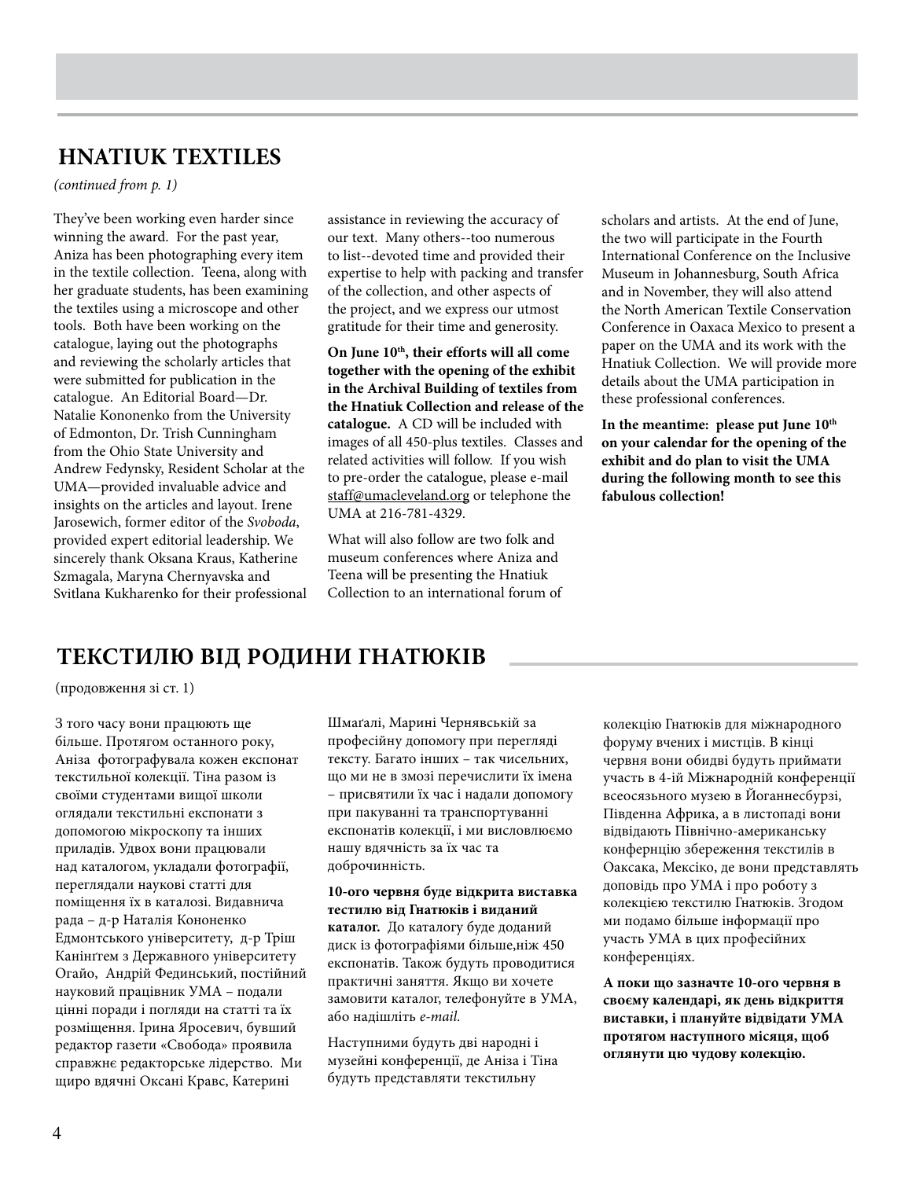## HNATIUK TEXTILES

*(continued from p. 1)*

They've been working even harder since winning the award. For the past year, Aniza has been photographing every item in the textile collection. Teena, along with her graduate students, has been examining the textiles using a microscope and other tools. Both have been working on the catalogue, laying out the photographs and reviewing the scholarly articles that were submitted for publication in the catalogue. An Editorial Board—Dr. Natalie Kononenko from the University of Edmonton, Dr. Trish Cunningham from the Ohio State University and Andrew Fedynsky, Resident Scholar at the UMA—provided invaluable advice and insights on the articles and layout. Irene Jarosewich, former editor of the *Svoboda*, provided expert editorial leadership. We sincerely thank Oksana Kraus, Katherine Szmagala, Maryna Chernyavska and Svitlana Kukharenko for their professional assistance in reviewing the accuracy of our text. Many others--too numerous to list--devoted time and provided their expertise to help with packing and transfer of the collection, and other aspects of the project, and we express our utmost gratitude for their time and generosity.

**On June 10th, their efforts will all come together with the opening of the exhibit in the Archival Building of textiles from the Hnatiuk Collection and release of the catalogue.** A CD will be included with images of all 450-plus textiles. Classes and related activities will follow. If you wish to pre-order the catalogue, please e-mail staff@umacleveland.org or telephone the UMA at 216-781-4329.

What will also follow are two folk and museum conferences where Aniza and Teena will be presenting the Hnatiuk Collection to an international forum of scholars and artists. At the end of June, the two will participate in the Fourth International Conference on the Inclusive Museum in Johannesburg, South Africa and in November, they will also attend the North American Textile Conservation Conference in Oaxaca Mexico to present a paper on the UMA and its work with the Hnatiuk Collection. We will provide more details about the UMA participation in these professional conferences.

**In the meantime: please put June 10th on your calendar for the opening of the exhibit and do plan to visit the UMA during the following month to see this fabulous collection!**

## ТЕКСТИЛЮ ВІД РОДИНИ ГНАТЮКІВ

(продовження зі ст. 1)

З того часу вони працюють ще більше. Протягом останнього року, Аніза фотографувала кожен експонат текстильної колекції. Тіна разом із своїми студентами вищої школи оглядали текстильні експонати з допомогою мікроскопу та інших приладів. Удвох вони працювали над каталогом, укладали фотографії, переглядали наукові статті для поміщення їх в каталозі. Видавнича рада – д-р Наталія Кононенко Едмонтського університету, д-р Тріш Канінґем з Державного університету Огайо, Андрій Фединський, постійний науковий працівник УМА – подали цінні поради і погляди на статті та їх розміщення. Ірина Яросевич, бувший редактор газети «Свобода» проявила справжнє редакторське лідерство. Ми щиро вдячні Оксані Кравс, Катерині Шмаґалі, Марині Чернявській за професійну допомогу при перегляді тексту. Багато інших – так чисельних, що ми не в змозі перечислити їх імена – присвятили їх час і надали допомогу при пакуванні та транспортуванні експонатів колекції, і ми висловлюємо нашу вдячність за їх час та доброчинність.

**10-ого червня буде відкрита виставка тестилю від Гнатюків і виданий каталог.** До каталогу буде доданий диск із фотографіями більше,ніж 450 експонатів. Також будуть проводитися практичні заняття. Якщо ви хочете замовити каталог, телефонуйте в УМА, або надішліть *e-mail.*

Наступними будуть дві народні і музейні конференції, де Аніза і Тіна будуть представляти текстильну колекцію Гнатюків для міжнародного форуму вчених і мистців. В кінці червня вони обидві будуть приймати участь в 4-ій Міжнародній конференції всеосязьного музею в Йоганнесбурзі, Південна Африка, а в листопаді вони відвідають Північно-американську конфернцію збереження текстилів в Оаксака, Мексіко, де вони представлять доповідь про УМА і про роботу з колекцією текстилю Гнатюків. Згодом ми подамо більше інформації про участь УМА в цих професійних конференціях.

**А поки що зазначте 10-ого червня в своєму календарі, як день відкриття виставки, і плануйте відвідати УМА протягом наступного місяця, щоб оглянути цю чудову колекцію.**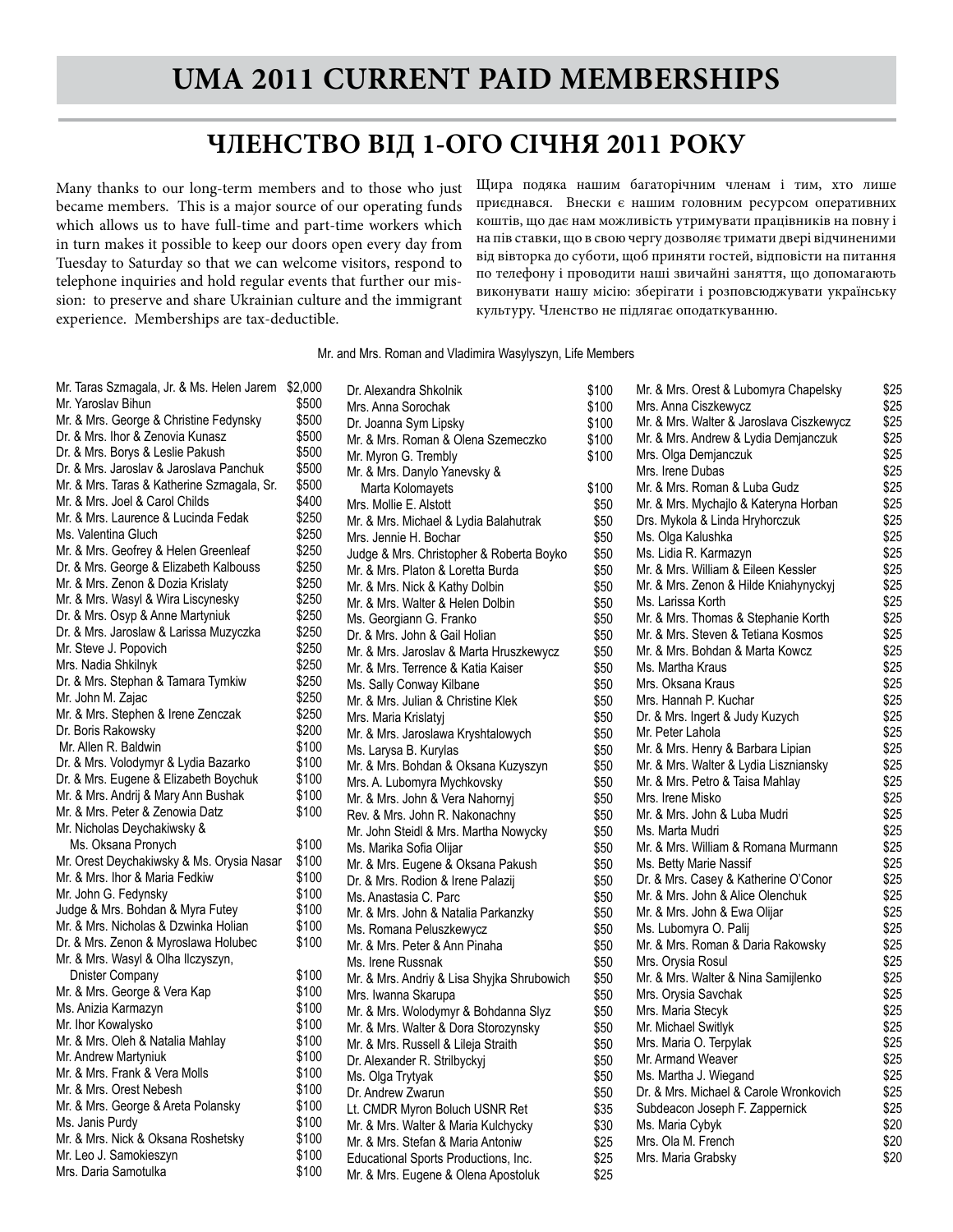# UMA 2011 CURRENT PAID MEMBERSHIPS

## ЧЛЕНСТВО ВІД 1-ОГО СІЧНЯ 2011 РОКУ

Many thanks to our long-term members and to those who just became members. This is a major source of our operating funds which allows us to have full-time and part-time workers which in turn makes it possible to keep our doors open every day from Tuesday to Saturday so that we can welcome visitors, respond to telephone inquiries and hold regular events that further our mission: to preserve and share Ukrainian culture and the immigrant experience. Memberships are tax-deductible.

Щира подяка нашим багаторічним членам і тим, хто лише приєднався. Внески є нашим головним ресурсом оперативних коштів, що дає нам можливість утримувати працівників на повну і на пів ставки, що в свою чергу дозволяє тримати двері відчиненими від вівторка до суботи, щоб приняти гостей, відповісти на питання по телефону і проводити наші звичайні заняття, що допомагають виконувати нашу місію: зберігати і розповсюджувати українську культуру. Членство не підлягає оподаткуванню.

Mr. and Mrs. Roman and Vladimira Wasylyszyn, Life Members

| Name | Amount |
|---|---|
| Mr. Taras Szmagala, Jr. & Ms. Helen Jarem | $2,000 |
| Mr. Yaroslav Bihun | $500 |
| Mr. & Mrs. George & Christine Fedynsky | $500 |
| Dr. & Mrs. Ihor & Zenovia Kunasz | $500 |
| Dr. & Mrs. Borys & Leslie Pakush | $500 |
| Dr. & Mrs. Jaroslav & Jaroslava Panchuk | $500 |
| Mr. & Mrs. Taras & Katherine Szmagala, Sr. | $500 |
| Mr. & Mrs. Joel & Carol Childs | $400 |
| Mr. & Mrs. Laurence & Lucinda Fedak | $250 |
| Ms. Valentina Gluch | $250 |
| Mr. & Mrs. Geofrey & Helen Greenleaf | $250 |
| Dr. & Mrs. George & Elizabeth Kalbouss | $250 |
| Mr. & Mrs. Zenon & Dozia Krislaty | $250 |
| Mr. & Mrs. Wasyl & Wira Liscynesky | $250 |
| Dr. & Mrs. Osyp & Anne Martyniuk | $250 |
| Dr. & Mrs. Jaroslaw & Larissa Muzyczka | $250 |
| Mr. Steve J. Popovich | $250 |
| Mrs. Nadia Shkilnyk | $250 |
| Dr. & Mrs. Stephan & Tamara Tymkiw | $250 |
| Mr. John M. Zajac | $250 |
| Mr. & Mrs. Stephen & Irene Zenczak | $250 |
| Dr. Boris Rakowsky | $200 |
| Mr. Allen R. Baldwin | $100 |
| Dr. & Mrs. Volodymyr & Lydia Bazarko | $100 |
| Dr. & Mrs. Eugene & Elizabeth Boychuk | $100 |
| Mr. & Mrs. Andrij & Mary Ann Bushak | $100 |
| Mr. & Mrs. Peter & Zenowia Datz | $100 |
| Mr. Nicholas Deychakiwsky & Ms. Oksana Pronych | $100 |
| Mr. Orest Deychakiwsky & Ms. Orysia Nasar | $100 |
| Mr. & Mrs. Ihor & Maria Fedkiw | $100 |
| Mr. John G. Fedynsky | $100 |
| Judge & Mrs. Bohdan & Myra Futey | $100 |
| Mr. & Mrs. Nicholas & Dzwinka Holian | $100 |
| Dr. & Mrs. Zenon & Myroslawa Holubec | $100 |
| Mr. & Mrs. Wasyl & Olha Ilczyszyn, Dnister Company | $100 |
| Mr. & Mrs. George & Vera Kap | $100 |
| Ms. Anizia Karmazyn | $100 |
| Mr. Ihor Kowalysko | $100 |
| Mr. & Mrs. Oleh & Natalia Mahlay | $100 |
| Mr. Andrew Martyniuk | $100 |
| Mr. & Mrs. Frank & Vera Molls | $100 |
| Mr. & Mrs. Orest Nebesh | $100 |
| Mr. & Mrs. George & Areta Polansky | $100 |
| Ms. Janis Purdy | $100 |
| Mr. & Mrs. Nick & Oksana Roshetsky | $100 |
| Mr. Leo J. Samokieszyn | $100 |
| Mrs. Daria Samotulka | $100 |
| Dr. Alexandra Shkolnik | $100 |
| Mrs. Anna Sorochak | $100 |
| Dr. Joanna Sym Lipsky | $100 |
| Mr. & Mrs. Roman & Olena Szemeczko | $100 |
| Mr. Myron G. Trembly | $100 |
| Mr. & Mrs. Danylo Yanevsky & Marta Kolomayets | $100 |
| Mrs. Mollie E. Alstott | $50 |
| Mr. & Mrs. Michael & Lydia Balahutrak | $50 |
| Mrs. Jennie H. Bochar | $50 |
| Judge & Mrs. Christopher & Roberta Boyko | $50 |
| Mr. & Mrs. Platon & Loretta Burda | $50 |
| Mr. & Mrs. Nick & Kathy Dolbin | $50 |
| Mr. & Mrs. Walter & Helen Dolbin | $50 |
| Ms. Georgiann G. Franko | $50 |
| Dr. & Mrs. John & Gail Holian | $50 |
| Mr. & Mrs. Jaroslav & Marta Hruszkewycz | $50 |
| Mr. & Mrs. Terrence & Katia Kaiser | $50 |
| Ms. Sally Conway Kilbane | $50 |
| Mr. & Mrs. Julian & Christine Klek | $50 |
| Mrs. Maria Krislatyj | $50 |
| Mr. & Mrs. Jaroslawa Kryshtalowych | $50 |
| Ms. Larysa B. Kurylas | $50 |
| Mr. & Mrs. Bohdan & Oksana Kuzyszyn | $50 |
| Mrs. A. Lubomyra Mychkovsky | $50 |
| Mr. & Mrs. John & Vera Nahornyj | $50 |
| Rev. & Mrs. John R. Nakonachny | $50 |
| Mr. John Steidl & Mrs. Martha Nowycky | $50 |
| Ms. Marika Sofia Olijar | $50 |
| Mr. & Mrs. Eugene & Oksana Pakush | $50 |
| Dr. & Mrs. Rodion & Irene Palazij | $50 |
| Ms. Anastasia C. Parc | $50 |
| Mr. & Mrs. John & Natalia Parkanzky | $50 |
| Ms. Romana Peluszkewycz | $50 |
| Mr. & Mrs. Peter & Ann Pinaha | $50 |
| Ms. Irene Russnak | $50 |
| Mr. & Mrs. Andriy & Lisa Shyjka Shrubowich | $50 |
| Mrs. Iwanna Skarupa | $50 |
| Mr. & Mrs. Wolodymyr & Bohdanna Slyz | $50 |
| Mr. & Mrs. Walter & Dora Storozynsky | $50 |
| Mr. & Mrs. Russell & Lileja Straith | $50 |
| Dr. Alexander R. Strilbyckyj | $50 |
| Ms. Olga Trytyak | $50 |
| Dr. Andrew Zwarun | $50 |
| Lt. CMDR Myron Boluch USNR Ret | $35 |
| Mr. & Mrs. Walter & Maria Kulchycky | $30 |
| Mr. & Mrs. Stefan & Maria Antoniw | $25 |
| Educational Sports Productions, Inc. | $25 |
| Mr. & Mrs. Eugene & Olena Apostoluk | $25 |
| Mr. & Mrs. Orest & Lubomyra Chapelsky | $25 |
| Mrs. Anna Ciszkewycz | $25 |
| Mr. & Mrs. Walter & Jaroslava Ciszkewycz | $25 |
| Mr. & Mrs. Andrew & Lydia Demjanczuk | $25 |
| Mrs. Olga Demjanczuk | $25 |
| Mrs. Irene Dubas | $25 |
| Mr. & Mrs. Roman & Luba Gudz | $25 |
| Mr. & Mrs. Mychajlo & Kateryna Horban | $25 |
| Drs. Mykola & Linda Hryhorczuk | $25 |
| Ms. Olga Kalushka | $25 |
| Ms. Lidia R. Karmazyn | $25 |
| Mr. & Mrs. William & Eileen Kessler | $25 |
| Mr. & Mrs. Zenon & Hilde Kniahynyckyj | $25 |
| Ms. Larissa Korth | $25 |
| Mr. & Mrs. Thomas & Stephanie Korth | $25 |
| Mr. & Mrs. Steven & Tetiana Kosmos | $25 |
| Mr. & Mrs. Bohdan & Marta Kowcz | $25 |
| Ms. Martha Kraus | $25 |
| Mrs. Oksana Kraus | $25 |
| Mrs. Hannah P. Kuchar | $25 |
| Dr. & Mrs. Ingert & Judy Kuzych | $25 |
| Mr. Peter Lahola | $25 |
| Mr. & Mrs. Henry & Barbara Lipian | $25 |
| Mr. & Mrs. Walter & Lydia Liszniansky | $25 |
| Mr. & Mrs. Petro & Taisa Mahlay | $25 |
| Mrs. Irene Misko | $25 |
| Mr. & Mrs. John & Luba Mudri | $25 |
| Ms. Marta Mudri | $25 |
| Mr. & Mrs. William & Romana Murmann | $25 |
| Ms. Betty Marie Nassif | $25 |
| Dr. & Mrs. Casey & Katherine O'Conor | $25 |
| Mr. & Mrs. John & Alice Olenchuk | $25 |
| Mr. & Mrs. John & Ewa Olijar | $25 |
| Ms. Lubomyra O. Palij | $25 |
| Mr. & Mrs. Roman & Daria Rakowsky | $25 |
| Mrs. Orysia Rosul | $25 |
| Mr. & Mrs. Walter & Nina Samijlenko | $25 |
| Mrs. Orysia Savchak | $25 |
| Mrs. Maria Stecyk | $25 |
| Mr. Michael Switlyk | $25 |
| Mrs. Maria O. Terpylak | $25 |
| Mr. Armand Weaver | $25 |
| Ms. Martha J. Wiegand | $25 |
| Dr. & Mrs. Michael & Carole Wronkovich | $25 |
| Subdeacon Joseph F. Zappernick | $25 |
| Ms. Maria Cybyk | $20 |
| Mrs. Ola M. French | $20 |
| Mrs. Maria Grabsky | $20 |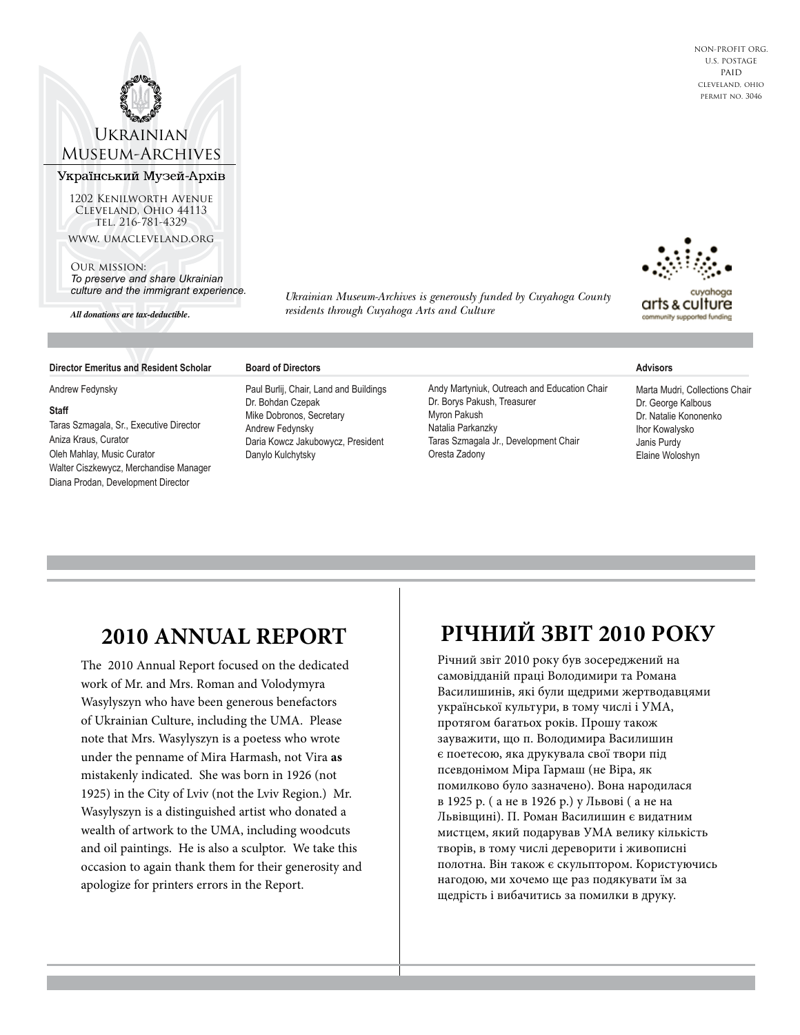NON-PROFIT ORG.
U.S. POSTAGE
PAID
CLEVELAND, OHIO
PERMIT NO. 3046

# Ukrainian Museum-Archives

Український Музей-Архів

1202 Kenilworth Avenue
Cleveland, Ohio 44113
tel. 216-781-4329

www. umacleveland.org

Our mission:
*To preserve and share Ukrainian culture and the immigrant experience.*

***All donations are tax-deductible.***

*Ukrainian Museum-Archives is generously funded by Cuyahoga County residents through Cuyahoga Arts and Culture*

cuyahoga arts & culture
community supported funding

**Director Emeritus and Resident Scholar**

Andrew Fedynsky

**Staff**

Taras Szmagala, Sr., Executive Director
Aniza Kraus, Curator
Oleh Mahlay, Music Curator
Walter Ciszkewycz, Merchandise Manager
Diana Prodan, Development Director

**Board of Directors**

Paul Burlij, Chair, Land and Buildings
Dr. Bohdan Czepak
Mike Dobronos, Secretary
Andrew Fedynsky
Daria Kowcz Jakubowycz, President
Danylo Kulchytsky
Andy Martyniuk, Outreach and Education Chair
Dr. Borys Pakush, Treasurer
Myron Pakush
Natalia Parkanzky
Taras Szmagala Jr., Development Chair
Oresta Zadony

**Advisors**

Marta Mudri, Collections Chair
Dr. George Kalbous
Dr. Natalie Kononenko
Ihor Kowalysko
Janis Purdy
Elaine Woloshyn

## 2010 ANNUAL REPORT

The 2010 Annual Report focused on the dedicated work of Mr. and Mrs. Roman and Volodymyra Wasylyszyn who have been generous benefactors of Ukrainian Culture, including the UMA. Please note that Mrs. Wasylyszyn is a poetess who wrote under the penname of Mira Harmash, not Vira **as** mistakenly indicated. She was born in 1926 (not 1925) in the City of Lviv (not the Lviv Region.) Mr. Wasylyszyn is a distinguished artist who donated a wealth of artwork to the UMA, including woodcuts and oil paintings. He is also a sculptor. We take this occasion to again thank them for their generosity and apologize for printers errors in the Report.

## РІЧНИЙ ЗВІТ 2010 РОКУ

Річний звіт 2010 року був зосереджений на самовідданій праці Володимири та Романа Василишинів, які були щедрими жертводавцями української культури, в тому числі і УМА, протягом багатьох років. Прошу також зауважити, що п. Володимира Василишин є поетесою, яка друкувала свої твори під псевдонімом Міра Гармаш (не Віра, як помилково було зазначено). Вона народилася в 1925 р. ( а не в 1926 р.) у Львові ( а не на Львівщині). П. Роман Василишин є видатним мистцем, який подарував УМА велику кількість творів, в тому числі дереворити і живописні полотна. Він також є скульптором. Користуючись нагодою, ми хочемо ще раз подякувати їм за щедрість і вибачитись за помилки в друку.